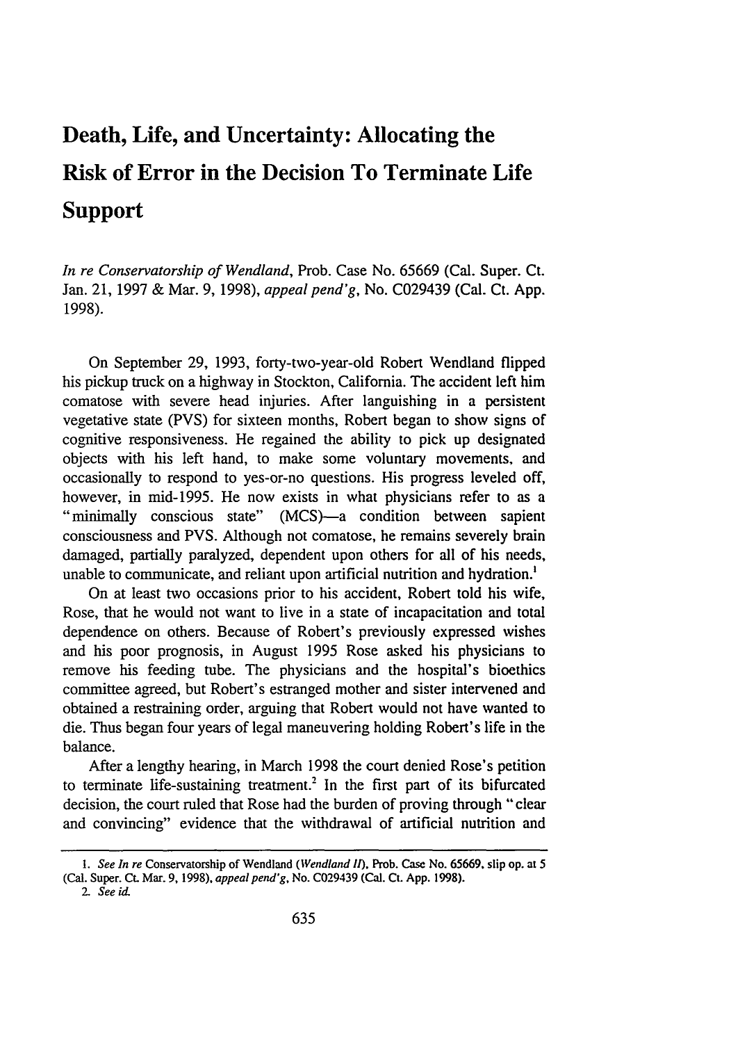# Death, Life, and Uncertainty: Allocating the Risk of Error in the Decision To Terminate Life Support

*In re Conservatorship of Wendland*, Prob. Case No. 65669 (Cal. Super. Ct. Jan. 21, 1997 & Mar. 9, 1998), *appeal pend'g*, No. C029439 (Cal. Ct. App. 1998).

On September 29, 1993, forty-two-year-old Robert Wendland flipped his pickup truck on a highway in Stockton, California. The accident left him comatose with severe head injuries. After languishing in a persistent vegetative state (PVS) for sixteen months, Robert began to show signs of cognitive responsiveness. He regained the ability to pick up designated objects with his left hand, to make some voluntary movements, and occasionally to respond to yes-or-no questions. His progress leveled off, however, in mid-1995. He now exists in what physicians refer to as a "minimally conscious state" (MCS)—a condition between sapient consciousness and PVS. Although not comatose, he remains severely brain damaged, partially paralyzed, dependent upon others for all of his needs, unable to communicate, and reliant upon artificial nutrition and hydration.[1]

On at least two occasions prior to his accident, Robert told his wife, Rose, that he would not want to live in a state of incapacitation and total dependence on others. Because of Robert's previously expressed wishes and his poor prognosis, in August 1995 Rose asked his physicians to remove his feeding tube. The physicians and the hospital's bioethics committee agreed, but Robert's estranged mother and sister intervened and obtained a restraining order, arguing that Robert would not have wanted to die. Thus began four years of legal maneuvering holding Robert's life in the balance.

After a lengthy hearing, in March 1998 the court denied Rose's petition to terminate life-sustaining treatment.[2] In the first part of its bifurcated decision, the court ruled that Rose had the burden of proving through "clear and convincing" evidence that the withdrawal of artificial nutrition and

---

1. *See In re* Conservatorship of Wendland (*Wendland II*), Prob. Case No. 65669, slip op. at 5 (Cal. Super. Ct. Mar. 9, 1998), *appeal pend'g*, No. C029439 (Cal. Ct. App. 1998).

2. *See id.*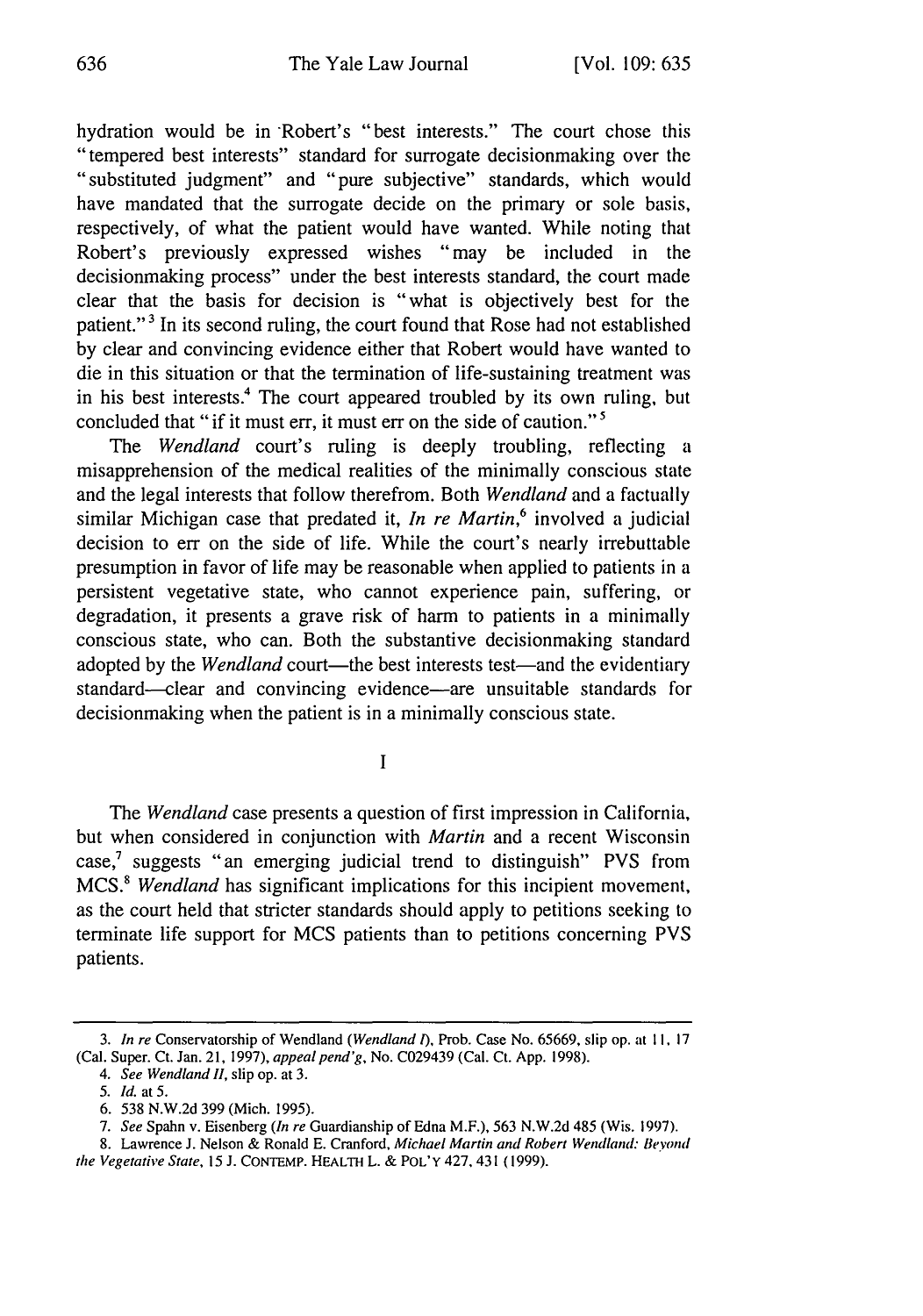hydration would be in Robert's "best interests." The court chose this "tempered best interests" standard for surrogate decisionmaking over the "substituted judgment" and "pure subjective" standards, which would have mandated that the surrogate decide on the primary or sole basis, respectively, of what the patient would have wanted. While noting that Robert's previously expressed wishes "may be included in the decisionmaking process" under the best interests standard, the court made clear that the basis for decision is "what is objectively best for the patient."[3] In its second ruling, the court found that Rose had not established by clear and convincing evidence either that Robert would have wanted to die in this situation or that the termination of life-sustaining treatment was in his best interests.[4] The court appeared troubled by its own ruling, but concluded that "if it must err, it must err on the side of caution."[5]

The *Wendland* court's ruling is deeply troubling, reflecting a misapprehension of the medical realities of the minimally conscious state and the legal interests that follow therefrom. Both *Wendland* and a factually similar Michigan case that predated it, *In re Martin*,[6] involved a judicial decision to err on the side of life. While the court's nearly irrebuttable presumption in favor of life may be reasonable when applied to patients in a persistent vegetative state, who cannot experience pain, suffering, or degradation, it presents a grave risk of harm to patients in a minimally conscious state, who can. Both the substantive decisionmaking standard adopted by the *Wendland* court—the best interests test—and the evidentiary standard—clear and convincing evidence—are unsuitable standards for decisionmaking when the patient is in a minimally conscious state.

## I

The *Wendland* case presents a question of first impression in California, but when considered in conjunction with *Martin* and a recent Wisconsin case,[7] suggests "an emerging judicial trend to distinguish" PVS from MCS.[8] *Wendland* has significant implications for this incipient movement, as the court held that stricter standards should apply to petitions seeking to terminate life support for MCS patients than to petitions concerning PVS patients.

---

3. *In re* Conservatorship of Wendland (*Wendland I*), Prob. Case No. 65669, slip op. at 11, 17 (Cal. Super. Ct. Jan. 21, 1997), *appeal pend'g*, No. C029439 (Cal. Ct. App. 1998).

4. *See Wendland II*, slip op. at 3.

5. *Id.* at 5.

6. 538 N.W.2d 399 (Mich. 1995).

7. *See* Spahn v. Eisenberg (*In re* Guardianship of Edna M.F.), 563 N.W.2d 485 (Wis. 1997).

8. Lawrence J. Nelson & Ronald E. Cranford, *Michael Martin and Robert Wendland: Beyond the Vegetative State*, 15 J. CONTEMP. HEALTH L. & POL'Y 427, 431 (1999).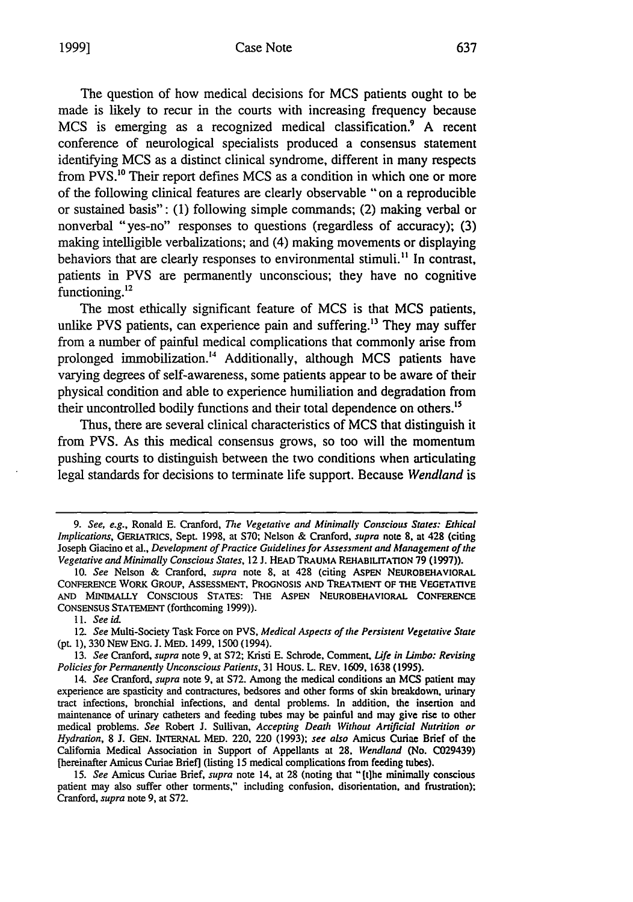The question of how medical decisions for MCS patients ought to be made is likely to recur in the courts with increasing frequency because MCS is emerging as a recognized medical classification.[9] A recent conference of neurological specialists produced a consensus statement identifying MCS as a distinct clinical syndrome, different in many respects from PVS.[10] Their report defines MCS as a condition in which one or more of the following clinical features are clearly observable "on a reproducible or sustained basis": (1) following simple commands; (2) making verbal or nonverbal "yes-no" responses to questions (regardless of accuracy); (3) making intelligible verbalizations; and (4) making movements or displaying behaviors that are clearly responses to environmental stimuli.[11] In contrast, patients in PVS are permanently unconscious; they have no cognitive functioning.[12]

The most ethically significant feature of MCS is that MCS patients, unlike PVS patients, can experience pain and suffering.[13] They may suffer from a number of painful medical complications that commonly arise from prolonged immobilization.[14] Additionally, although MCS patients have varying degrees of self-awareness, some patients appear to be aware of their physical condition and able to experience humiliation and degradation from their uncontrolled bodily functions and their total dependence on others.[15]

Thus, there are several clinical characteristics of MCS that distinguish it from PVS. As this medical consensus grows, so too will the momentum pushing courts to distinguish between the two conditions when articulating legal standards for decisions to terminate life support. Because *Wendland* is

---

9. *See, e.g.*, Ronald E. Cranford, *The Vegetative and Minimally Conscious States: Ethical Implications*, GERIATRICS, Sept. 1998, at S70; Nelson & Cranford, *supra* note 8, at 428 (citing Joseph Giacino et al., *Development of Practice Guidelines for Assessment and Management of the Vegetative and Minimally Conscious States*, 12 J. HEAD TRAUMA REHABILITATION 79 (1997)).

10. *See* Nelson & Cranford, *supra* note 8, at 428 (citing ASPEN NEUROBEHAVIORAL CONFERENCE WORK GROUP, ASSESSMENT, PROGNOSIS AND TREATMENT OF THE VEGETATIVE AND MINIMALLY CONSCIOUS STATES: THE ASPEN NEUROBEHAVIORAL CONFERENCE CONSENSUS STATEMENT (forthcoming 1999)).

11. *See id.*

12. *See* Multi-Society Task Force on PVS, *Medical Aspects of the Persistent Vegetative State* (pt. 1), 330 NEW ENG. J. MED. 1499, 1500 (1994).

13. *See* Cranford, *supra* note 9, at S72; Kristi E. Schrode, Comment, *Life in Limbo: Revising Policies for Permanently Unconscious Patients*, 31 HOUS. L. REV. 1609, 1638 (1995).

14. *See* Cranford, *supra* note 9, at S72. Among the medical conditions an MCS patient may experience are spasticity and contractures, bedsores and other forms of skin breakdown, urinary tract infections, bronchial infections, and dental problems. In addition, the insertion and maintenance of urinary catheters and feeding tubes may be painful and may give rise to other medical problems. *See* Robert J. Sullivan, *Accepting Death Without Artificial Nutrition or Hydration*, 8 J. GEN. INTERNAL MED. 220, 220 (1993); *see also* Amicus Curiae Brief of the California Medical Association in Support of Appellants at 28, *Wendland* (No. C029439) [hereinafter Amicus Curiae Brief] (listing 15 medical complications from feeding tubes).

15. *See* Amicus Curiae Brief, *supra* note 14, at 28 (noting that "[t]he minimally conscious patient may also suffer other torments," including confusion, disorientation, and frustration); Cranford, *supra* note 9, at S72.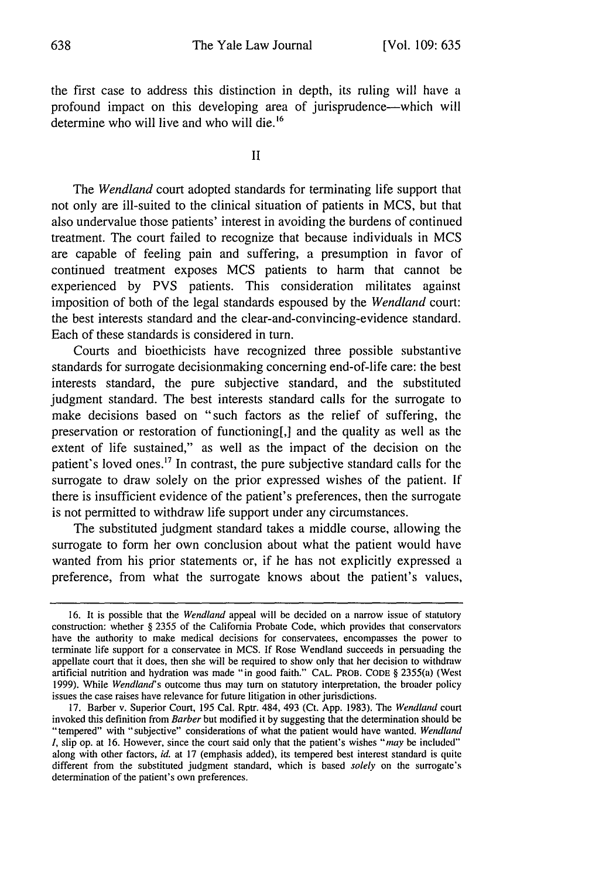the first case to address this distinction in depth, its ruling will have a profound impact on this developing area of jurisprudence—which will determine who will live and who will die.[16]

## II

The *Wendland* court adopted standards for terminating life support that not only are ill-suited to the clinical situation of patients in MCS, but that also undervalue those patients' interest in avoiding the burdens of continued treatment. The court failed to recognize that because individuals in MCS are capable of feeling pain and suffering, a presumption in favor of continued treatment exposes MCS patients to harm that cannot be experienced by PVS patients. This consideration militates against imposition of both of the legal standards espoused by the *Wendland* court: the best interests standard and the clear-and-convincing-evidence standard. Each of these standards is considered in turn.

Courts and bioethicists have recognized three possible substantive standards for surrogate decisionmaking concerning end-of-life care: the best interests standard, the pure subjective standard, and the substituted judgment standard. The best interests standard calls for the surrogate to make decisions based on "such factors as the relief of suffering, the preservation or restoration of functioning[,] and the quality as well as the extent of life sustained," as well as the impact of the decision on the patient's loved ones.[17] In contrast, the pure subjective standard calls for the surrogate to draw solely on the prior expressed wishes of the patient. If there is insufficient evidence of the patient's preferences, then the surrogate is not permitted to withdraw life support under any circumstances.

The substituted judgment standard takes a middle course, allowing the surrogate to form her own conclusion about what the patient would have wanted from his prior statements or, if he has not explicitly expressed a preference, from what the surrogate knows about the patient's values,

---

16. It is possible that the *Wendland* appeal will be decided on a narrow issue of statutory construction: whether § 2355 of the California Probate Code, which provides that conservators have the authority to make medical decisions for conservatees, encompasses the power to terminate life support for a conservatee in MCS. If Rose Wendland succeeds in persuading the appellate court that it does, then she will be required to show only that her decision to withdraw artificial nutrition and hydration was made "in good faith." CAL. PROB. CODE § 2355(a) (West 1999). While *Wendland*'s outcome thus may turn on statutory interpretation, the broader policy issues the case raises have relevance for future litigation in other jurisdictions.

17. Barber v. Superior Court, 195 Cal. Rptr. 484, 493 (Ct. App. 1983). The *Wendland* court invoked this definition from *Barber* but modified it by suggesting that the determination should be "tempered" with "subjective" considerations of what the patient would have wanted. *Wendland I*, slip op. at 16. However, since the court said only that the patient's wishes "*may* be included" along with other factors, *id.* at 17 (emphasis added), its tempered best interest standard is quite different from the substituted judgment standard, which is based *solely* on the surrogate's determination of the patient's own preferences.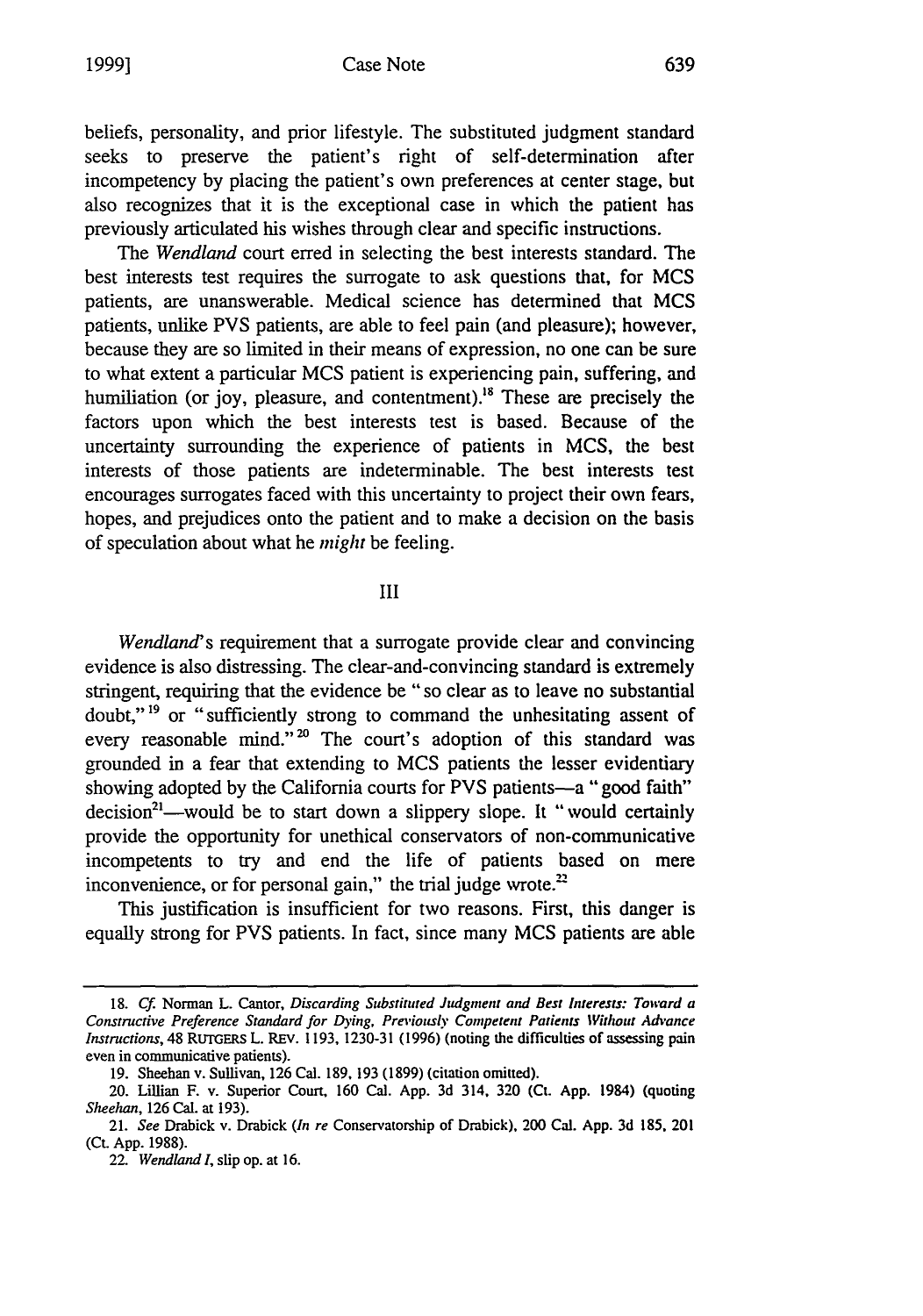beliefs, personality, and prior lifestyle. The substituted judgment standard seeks to preserve the patient's right of self-determination after incompetency by placing the patient's own preferences at center stage, but also recognizes that it is the exceptional case in which the patient has previously articulated his wishes through clear and specific instructions.

The *Wendland* court erred in selecting the best interests standard. The best interests test requires the surrogate to ask questions that, for MCS patients, are unanswerable. Medical science has determined that MCS patients, unlike PVS patients, are able to feel pain (and pleasure); however, because they are so limited in their means of expression, no one can be sure to what extent a particular MCS patient is experiencing pain, suffering, and humiliation (or joy, pleasure, and contentment).[18] These are precisely the factors upon which the best interests test is based. Because of the uncertainty surrounding the experience of patients in MCS, the best interests of those patients are indeterminable. The best interests test encourages surrogates faced with this uncertainty to project their own fears, hopes, and prejudices onto the patient and to make a decision on the basis of speculation about what he *might* be feeling.

## III

*Wendland*'s requirement that a surrogate provide clear and convincing evidence is also distressing. The clear-and-convincing standard is extremely stringent, requiring that the evidence be "so clear as to leave no substantial doubt,"[19] or "sufficiently strong to command the unhesitating assent of every reasonable mind."[20] The court's adoption of this standard was grounded in a fear that extending to MCS patients the lesser evidentiary showing adopted by the California courts for PVS patients—a "good faith" decision[21]—would be to start down a slippery slope. It "would certainly provide the opportunity for unethical conservators of non-communicative incompetents to try and end the life of patients based on mere inconvenience, or for personal gain," the trial judge wrote.[22]

This justification is insufficient for two reasons. First, this danger is equally strong for PVS patients. In fact, since many MCS patients are able

---

18. *Cf.* Norman L. Cantor, *Discarding Substituted Judgment and Best Interests: Toward a Constructive Preference Standard for Dying, Previously Competent Patients Without Advance Instructions*, 48 RUTGERS L. REV. 1193, 1230-31 (1996) (noting the difficulties of assessing pain even in communicative patients).

19. Sheehan v. Sullivan, 126 Cal. 189, 193 (1899) (citation omitted).

20. Lillian F. v. Superior Court, 160 Cal. App. 3d 314, 320 (Ct. App. 1984) (quoting *Sheehan*, 126 Cal. at 193).

21. *See* Drabick v. Drabick (*In re* Conservatorship of Drabick), 200 Cal. App. 3d 185, 201 (Ct. App. 1988).

22. *Wendland I*, slip op. at 16.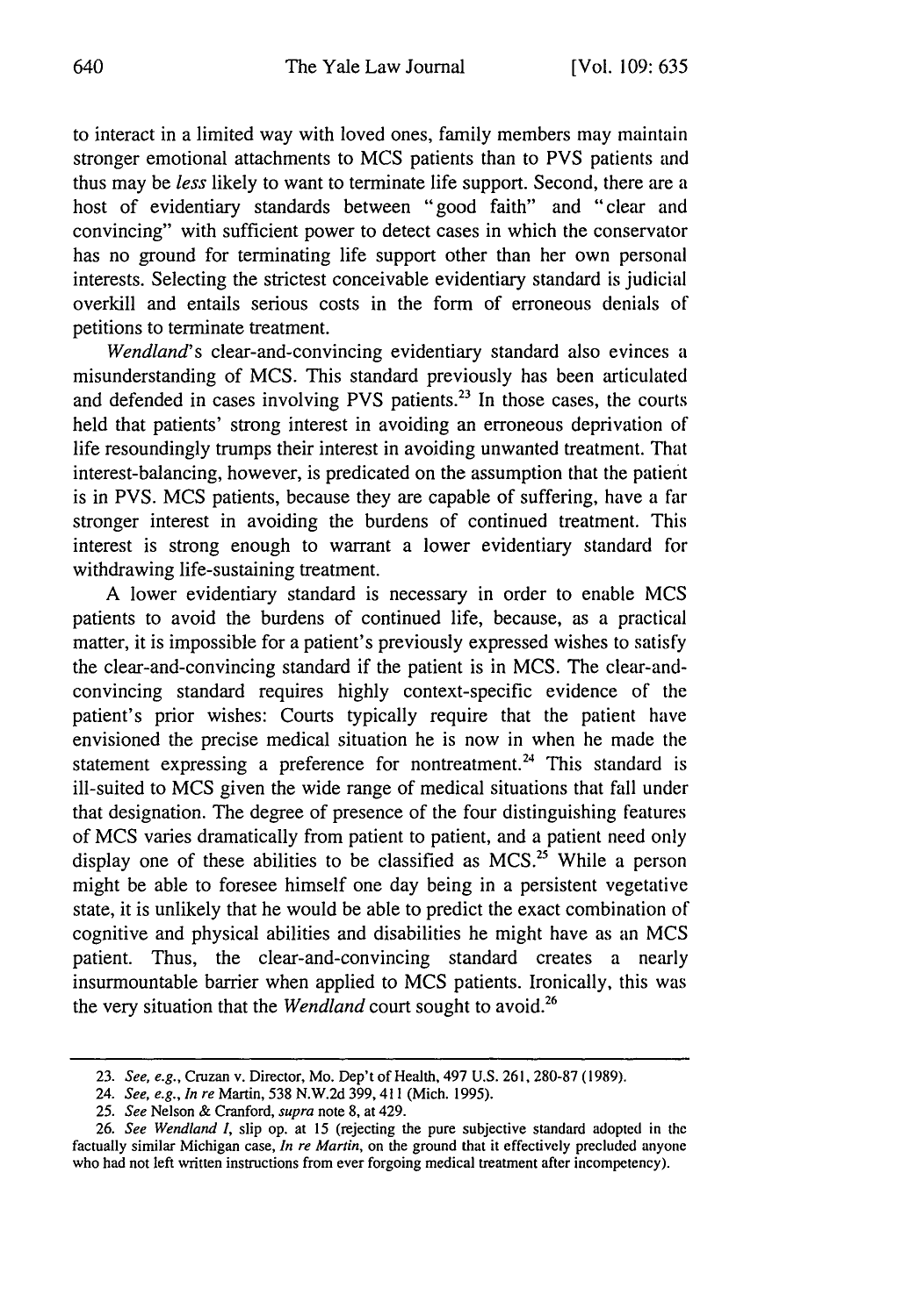to interact in a limited way with loved ones, family members may maintain stronger emotional attachments to MCS patients than to PVS patients and thus may be *less* likely to want to terminate life support. Second, there are a host of evidentiary standards between "good faith" and "clear and convincing" with sufficient power to detect cases in which the conservator has no ground for terminating life support other than her own personal interests. Selecting the strictest conceivable evidentiary standard is judicial overkill and entails serious costs in the form of erroneous denials of petitions to terminate treatment.

*Wendland*'s clear-and-convincing evidentiary standard also evinces a misunderstanding of MCS. This standard previously has been articulated and defended in cases involving PVS patients.[23] In those cases, the courts held that patients' strong interest in avoiding an erroneous deprivation of life resoundingly trumps their interest in avoiding unwanted treatment. That interest-balancing, however, is predicated on the assumption that the patient is in PVS. MCS patients, because they are capable of suffering, have a far stronger interest in avoiding the burdens of continued treatment. This interest is strong enough to warrant a lower evidentiary standard for withdrawing life-sustaining treatment.

A lower evidentiary standard is necessary in order to enable MCS patients to avoid the burdens of continued life, because, as a practical matter, it is impossible for a patient's previously expressed wishes to satisfy the clear-and-convincing standard if the patient is in MCS. The clear-and-convincing standard requires highly context-specific evidence of the patient's prior wishes: Courts typically require that the patient have envisioned the precise medical situation he is now in when he made the statement expressing a preference for nontreatment.[24] This standard is ill-suited to MCS given the wide range of medical situations that fall under that designation. The degree of presence of the four distinguishing features of MCS varies dramatically from patient to patient, and a patient need only display one of these abilities to be classified as MCS.[25] While a person might be able to foresee himself one day being in a persistent vegetative state, it is unlikely that he would be able to predict the exact combination of cognitive and physical abilities and disabilities he might have as an MCS patient. Thus, the clear-and-convincing standard creates a nearly insurmountable barrier when applied to MCS patients. Ironically, this was the very situation that the *Wendland* court sought to avoid.[26]

---

23. *See, e.g.*, Cruzan v. Director, Mo. Dep't of Health, 497 U.S. 261, 280-87 (1989).

24. *See, e.g.*, *In re* Martin, 538 N.W.2d 399, 411 (Mich. 1995).

25. *See* Nelson & Cranford, *supra* note 8, at 429.

26. *See Wendland I*, slip op. at 15 (rejecting the pure subjective standard adopted in the factually similar Michigan case, *In re Martin*, on the ground that it effectively precluded anyone who had not left written instructions from ever forgoing medical treatment after incompetency).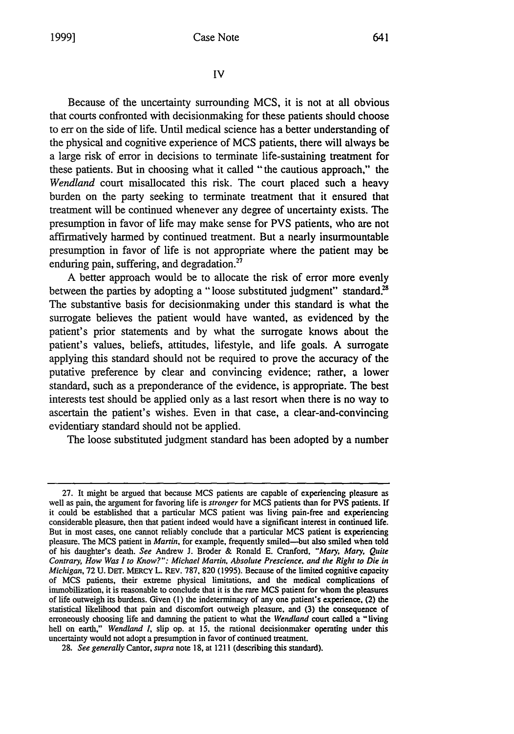IV

Because of the uncertainty surrounding MCS, it is not at all obvious that courts confronted with decisionmaking for these patients should choose to err on the side of life. Until medical science has a better understanding of the physical and cognitive experience of MCS patients, there will always be a large risk of error in decisions to terminate life-sustaining treatment for these patients. But in choosing what it called "the cautious approach," the *Wendland* court misallocated this risk. The court placed such a heavy burden on the party seeking to terminate treatment that it ensured that treatment will be continued whenever any degree of uncertainty exists. The presumption in favor of life may make sense for PVS patients, who are not affirmatively harmed by continued treatment. But a nearly insurmountable presumption in favor of life is not appropriate where the patient may be enduring pain, suffering, and degradation.[27]

A better approach would be to allocate the risk of error more evenly between the parties by adopting a "loose substituted judgment" standard.[28] The substantive basis for decisionmaking under this standard is what the surrogate believes the patient would have wanted, as evidenced by the patient's prior statements and by what the surrogate knows about the patient's values, beliefs, attitudes, lifestyle, and life goals. A surrogate applying this standard should not be required to prove the accuracy of the putative preference by clear and convincing evidence; rather, a lower standard, such as a preponderance of the evidence, is appropriate. The best interests test should be applied only as a last resort when there is no way to ascertain the patient's wishes. Even in that case, a clear-and-convincing evidentiary standard should not be applied.

The loose substituted judgment standard has been adopted by a number

---

27. It might be argued that because MCS patients are capable of experiencing pleasure as well as pain, the argument for favoring life is *stronger* for MCS patients than for PVS patients. If it could be established that a particular MCS patient was living pain-free and experiencing considerable pleasure, then that patient indeed would have a significant interest in continued life. But in most cases, one cannot reliably conclude that a particular MCS patient is experiencing pleasure. The MCS patient in *Martin*, for example, frequently smiled—but also smiled when told of his daughter's death. *See* Andrew J. Broder & Ronald E. Cranford, *"Mary, Mary, Quite Contrary, How Was I to Know?": Michael Martin, Absolute Prescience, and the Right to Die in Michigan*, 72 U. DET. MERCY L. REV. 787, 820 (1995). Because of the limited cognitive capacity of MCS patients, their extreme physical limitations, and the medical complications of immobilization, it is reasonable to conclude that it is the rare MCS patient for whom the pleasures of life outweigh its burdens. Given (1) the indeterminacy of any one patient's experience, (2) the statistical likelihood that pain and discomfort outweigh pleasure, and (3) the consequence of erroneously choosing life and damning the patient to what the *Wendland* court called a "living hell on earth," *Wendland I*, slip op. at 15, the rational decisionmaker operating under this uncertainty would not adopt a presumption in favor of continued treatment.

28. *See generally* Cantor, *supra* note 18, at 1211 (describing this standard).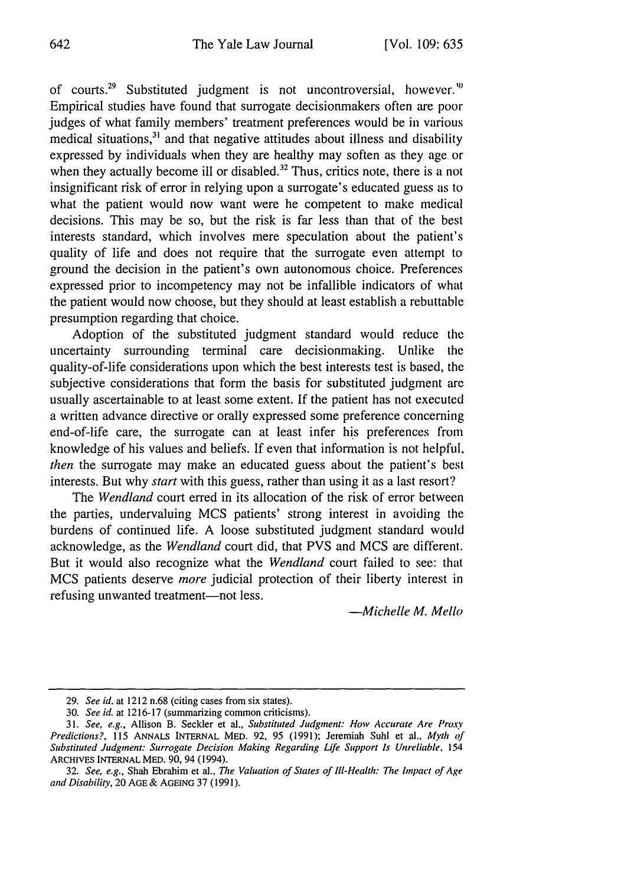of courts.[29] Substituted judgment is not uncontroversial, however.[30] Empirical studies have found that surrogate decisionmakers often are poor judges of what family members' treatment preferences would be in various medical situations,[31] and that negative attitudes about illness and disability expressed by individuals when they are healthy may soften as they age or when they actually become ill or disabled.[32] Thus, critics note, there is a not insignificant risk of error in relying upon a surrogate's educated guess as to what the patient would now want were he competent to make medical decisions. This may be so, but the risk is far less than that of the best interests standard, which involves mere speculation about the patient's quality of life and does not require that the surrogate even attempt to ground the decision in the patient's own autonomous choice. Preferences expressed prior to incompetency may not be infallible indicators of what the patient would now choose, but they should at least establish a rebuttable presumption regarding that choice.

Adoption of the substituted judgment standard would reduce the uncertainty surrounding terminal care decisionmaking. Unlike the quality-of-life considerations upon which the best interests test is based, the subjective considerations that form the basis for substituted judgment are usually ascertainable to at least some extent. If the patient has not executed a written advance directive or orally expressed some preference concerning end-of-life care, the surrogate can at least infer his preferences from knowledge of his values and beliefs. If even that information is not helpful, *then* the surrogate may make an educated guess about the patient's best interests. But why *start* with this guess, rather than using it as a last resort?

The *Wendland* court erred in its allocation of the risk of error between the parties, undervaluing MCS patients' strong interest in avoiding the burdens of continued life. A loose substituted judgment standard would acknowledge, as the *Wendland* court did, that PVS and MCS are different. But it would also recognize what the *Wendland* court failed to see: that MCS patients deserve *more* judicial protection of their liberty interest in refusing unwanted treatment—not less.

*—Michelle M. Mello*

---

29. *See id.* at 1212 n.68 (citing cases from six states).

30. *See id.* at 1216-17 (summarizing common criticisms).

31. *See, e.g.*, Allison B. Seckler et al., *Substituted Judgment: How Accurate Are Proxy Predictions?*, 115 ANNALS INTERNAL MED. 92, 95 (1991); Jeremiah Suhl et al., *Myth of Substituted Judgment: Surrogate Decision Making Regarding Life Support Is Unreliable*, 154 ARCHIVES INTERNAL MED. 90, 94 (1994).

32. *See, e.g.*, Shah Ebrahim et al., *The Valuation of States of Ill-Health: The Impact of Age and Disability*, 20 AGE & AGEING 37 (1991).